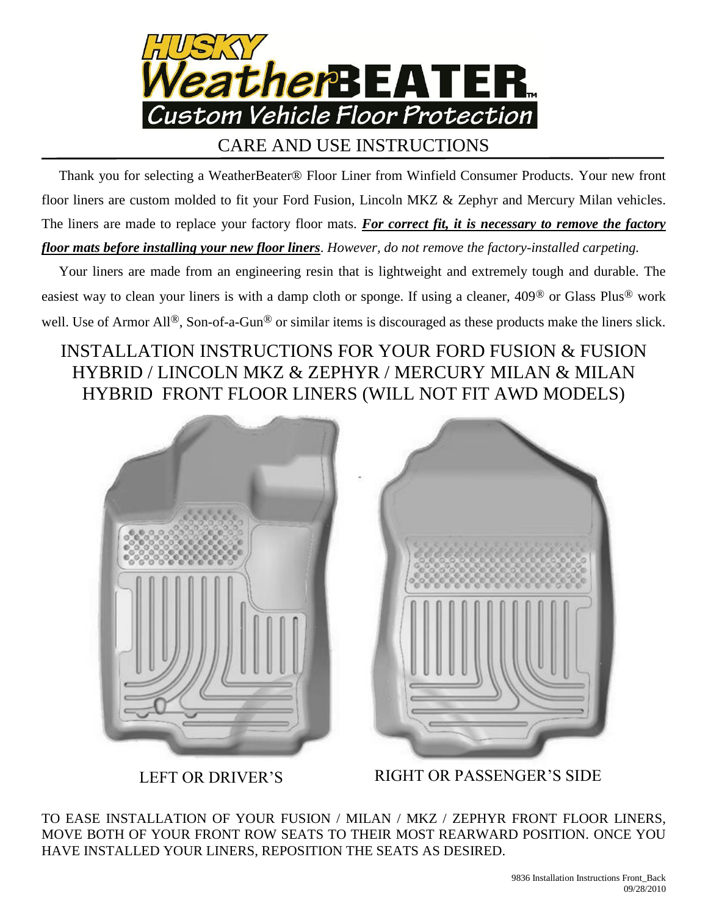# HUSKY WeatherBEATER™

## Custom Vehicle Floor Protection

## CARE AND USE INSTRUCTIONS

Thank you for selecting a WeatherBeater® Floor Liner from Winfield Consumer Products. Your new front floor liners are custom molded to fit your Ford Fusion, Lincoln MKZ & Zephyr and Mercury Milan vehicles. The liners are made to replace your factory floor mats. ***For correct fit, it is necessary to remove the factory floor mats before installing your new floor liners****. However, do not remove the factory-installed carpeting.*

Your liners are made from an engineering resin that is lightweight and extremely tough and durable. The easiest way to clean your liners is with a damp cloth or sponge. If using a cleaner, 409® or Glass Plus® work well. Use of Armor All®, Son-of-a-Gun® or similar items is discouraged as these products make the liners slick.

## INSTALLATION INSTRUCTIONS FOR YOUR FORD FUSION & FUSION HYBRID / LINCOLN MKZ & ZEPHYR / MERCURY MILAN & MILAN HYBRID FRONT FLOOR LINERS (WILL NOT FIT AWD MODELS)

LEFT OR DRIVER'S

RIGHT OR PASSENGER'S SIDE

TO EASE INSTALLATION OF YOUR FUSION / MILAN / MKZ / ZEPHYR FRONT FLOOR LINERS, MOVE BOTH OF YOUR FRONT ROW SEATS TO THEIR MOST REARWARD POSITION. ONCE YOU HAVE INSTALLED YOUR LINERS, REPOSITION THE SEATS AS DESIRED.

9836 Installation Instructions Front_Back
09/28/2010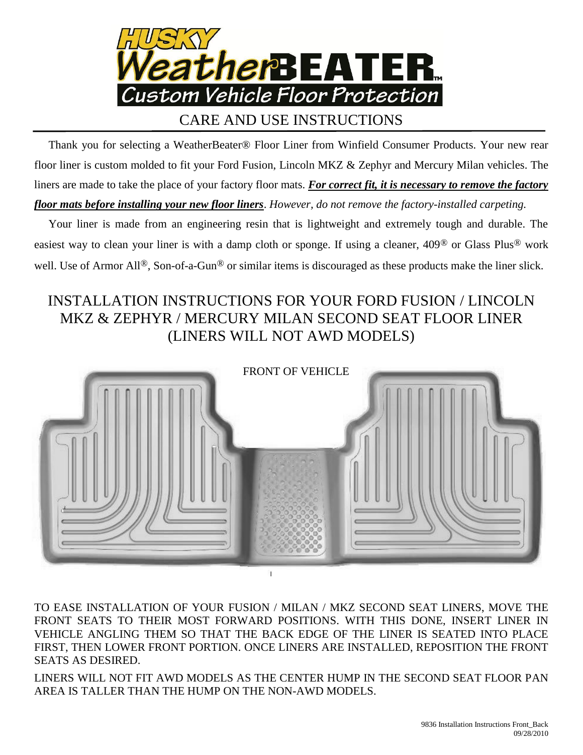# HUSKY WeatherBEATER™

## Custom Vehicle Floor Protection

## CARE AND USE INSTRUCTIONS

Thank you for selecting a WeatherBeater® Floor Liner from Winfield Consumer Products. Your new rear floor liner is custom molded to fit your Ford Fusion, Lincoln MKZ & Zephyr and Mercury Milan vehicles. The liners are made to take the place of your factory floor mats. ***For correct fit, it is necessary to remove the factory floor mats before installing your new floor liners***. *However, do not remove the factory-installed carpeting.*

Your liner is made from an engineering resin that is lightweight and extremely tough and durable. The easiest way to clean your liner is with a damp cloth or sponge. If using a cleaner, 409® or Glass Plus® work well. Use of Armor All®, Son-of-a-Gun® or similar items is discouraged as these products make the liner slick.

## INSTALLATION INSTRUCTIONS FOR YOUR FORD FUSION / LINCOLN MKZ & ZEPHYR / MERCURY MILAN SECOND SEAT FLOOR LINER (LINERS WILL NOT AWD MODELS)

FRONT OF VEHICLE

TO EASE INSTALLATION OF YOUR FUSION / MILAN / MKZ SECOND SEAT LINERS, MOVE THE FRONT SEATS TO THEIR MOST FORWARD POSITIONS. WITH THIS DONE, INSERT LINER IN VEHICLE ANGLING THEM SO THAT THE BACK EDGE OF THE LINER IS SEATED INTO PLACE FIRST, THEN LOWER FRONT PORTION. ONCE LINERS ARE INSTALLED, REPOSITION THE FRONT SEATS AS DESIRED.

LINERS WILL NOT FIT AWD MODELS AS THE CENTER HUMP IN THE SECOND SEAT FLOOR PAN AREA IS TALLER THAN THE HUMP ON THE NON-AWD MODELS.

9836 Installation Instructions Front_Back
09/28/2010